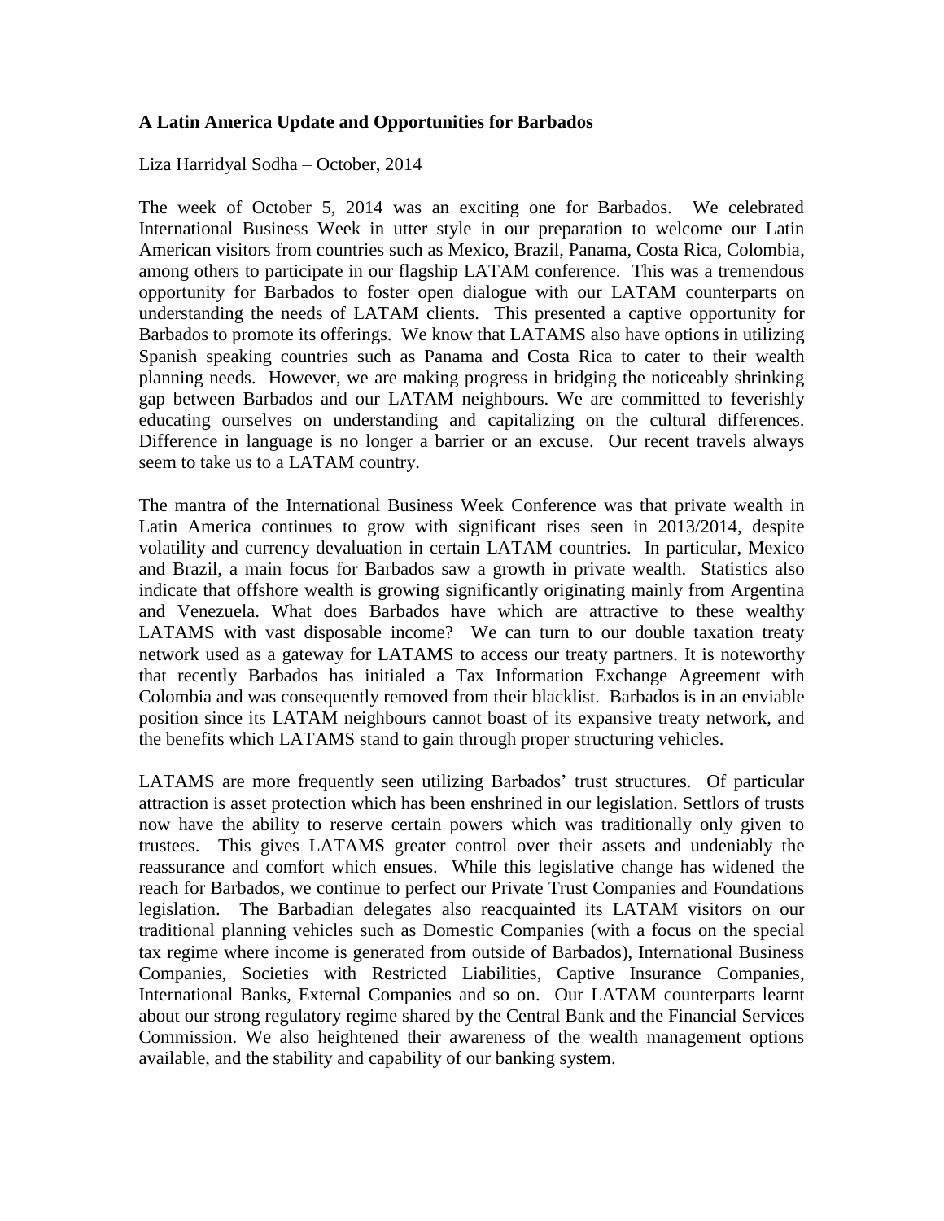**A Latin America Update and Opportunities for Barbados**

Liza Harridyal Sodha – October, 2014

The week of October 5, 2014 was an exciting one for Barbados. We celebrated International Business Week in utter style in our preparation to welcome our Latin American visitors from countries such as Mexico, Brazil, Panama, Costa Rica, Colombia, among others to participate in our flagship LATAM conference. This was a tremendous opportunity for Barbados to foster open dialogue with our LATAM counterparts on understanding the needs of LATAM clients. This presented a captive opportunity for Barbados to promote its offerings. We know that LATAMS also have options in utilizing Spanish speaking countries such as Panama and Costa Rica to cater to their wealth planning needs. However, we are making progress in bridging the noticeably shrinking gap between Barbados and our LATAM neighbours. We are committed to feverishly educating ourselves on understanding and capitalizing on the cultural differences. Difference in language is no longer a barrier or an excuse. Our recent travels always seem to take us to a LATAM country.

The mantra of the International Business Week Conference was that private wealth in Latin America continues to grow with significant rises seen in 2013/2014, despite volatility and currency devaluation in certain LATAM countries. In particular, Mexico and Brazil, a main focus for Barbados saw a growth in private wealth. Statistics also indicate that offshore wealth is growing significantly originating mainly from Argentina and Venezuela. What does Barbados have which are attractive to these wealthy LATAMS with vast disposable income? We can turn to our double taxation treaty network used as a gateway for LATAMS to access our treaty partners. It is noteworthy that recently Barbados has initialed a Tax Information Exchange Agreement with Colombia and was consequently removed from their blacklist. Barbados is in an enviable position since its LATAM neighbours cannot boast of its expansive treaty network, and the benefits which LATAMS stand to gain through proper structuring vehicles.

LATAMS are more frequently seen utilizing Barbados' trust structures. Of particular attraction is asset protection which has been enshrined in our legislation. Settlors of trusts now have the ability to reserve certain powers which was traditionally only given to trustees. This gives LATAMS greater control over their assets and undeniably the reassurance and comfort which ensues. While this legislative change has widened the reach for Barbados, we continue to perfect our Private Trust Companies and Foundations legislation. The Barbadian delegates also reacquainted its LATAM visitors on our traditional planning vehicles such as Domestic Companies (with a focus on the special tax regime where income is generated from outside of Barbados), International Business Companies, Societies with Restricted Liabilities, Captive Insurance Companies, International Banks, External Companies and so on. Our LATAM counterparts learnt about our strong regulatory regime shared by the Central Bank and the Financial Services Commission. We also heightened their awareness of the wealth management options available, and the stability and capability of our banking system.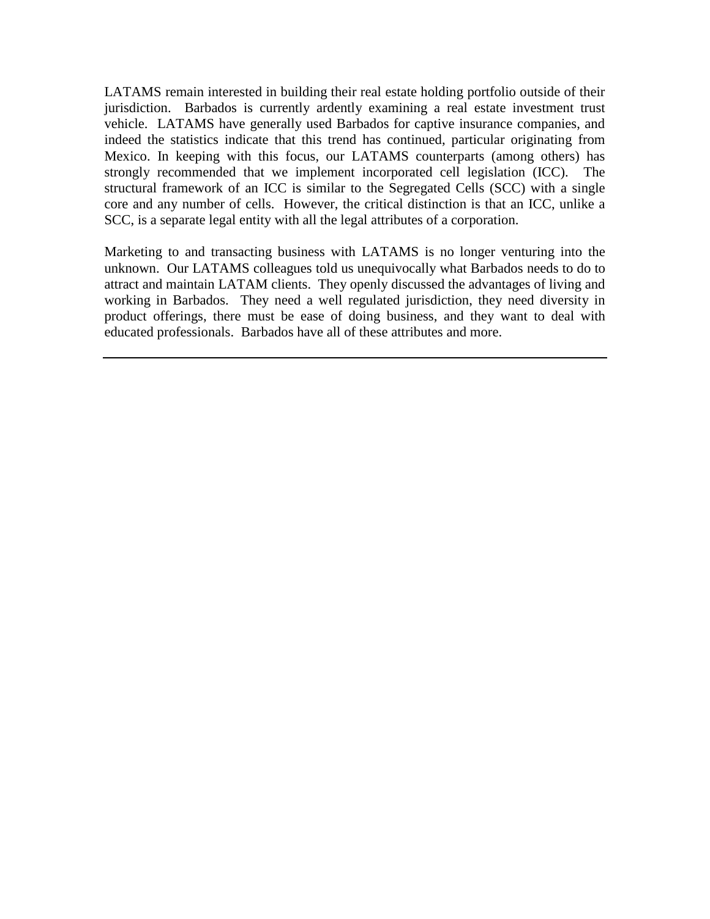LATAMS remain interested in building their real estate holding portfolio outside of their jurisdiction. Barbados is currently ardently examining a real estate investment trust vehicle. LATAMS have generally used Barbados for captive insurance companies, and indeed the statistics indicate that this trend has continued, particular originating from Mexico. In keeping with this focus, our LATAMS counterparts (among others) has strongly recommended that we implement incorporated cell legislation (ICC). The structural framework of an ICC is similar to the Segregated Cells (SCC) with a single core and any number of cells. However, the critical distinction is that an ICC, unlike a SCC, is a separate legal entity with all the legal attributes of a corporation.

Marketing to and transacting business with LATAMS is no longer venturing into the unknown. Our LATAMS colleagues told us unequivocally what Barbados needs to do to attract and maintain LATAM clients. They openly discussed the advantages of living and working in Barbados. They need a well regulated jurisdiction, they need diversity in product offerings, there must be ease of doing business, and they want to deal with educated professionals. Barbados have all of these attributes and more.

---